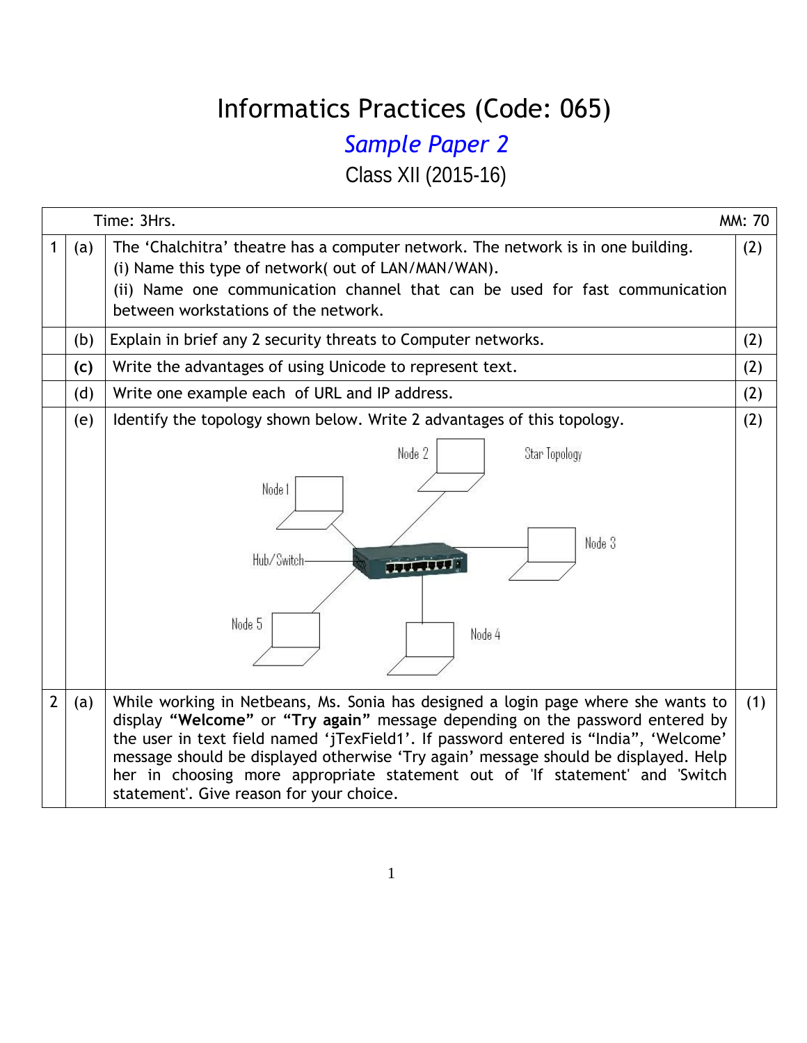# Informatics Practices (Code: 065)

## *Sample Paper 2*

### Class XII (2015-16)

| | | Time: 3Hrs. | MM: 70 |
|---|---|---|---|
| 1 | (a) | The 'Chalchitra' theatre has a computer network. The network is in one building.<br>(i) Name this type of network( out of LAN/MAN/WAN).<br>(ii) Name one communication channel that can be used for fast communication between workstations of the network. | (2) |
| | (b) | Explain in brief any 2 security threats to Computer networks. | (2) |
| | **(c)** | Write the advantages of using Unicode to represent text. | (2) |
| | (d) | Write one example each of URL and IP address. | (2) |
| | (e) | Identify the topology shown below. Write 2 advantages of this topology.<br>Star Topology<br>Node 1, Node 2, Node 3, Node 4, Node 5, Hub/Switch | (2) |
| 2 | (a) | While working in Netbeans, Ms. Sonia has designed a login page where she wants to display **"Welcome"** or **"Try again"** message depending on the password entered by the user in text field named 'jTexField1'. If password entered is "India", 'Welcome' message should be displayed otherwise 'Try again' message should be displayed. Help her in choosing more appropriate statement out of 'If statement' and 'Switch statement'. Give reason for your choice. | (1) |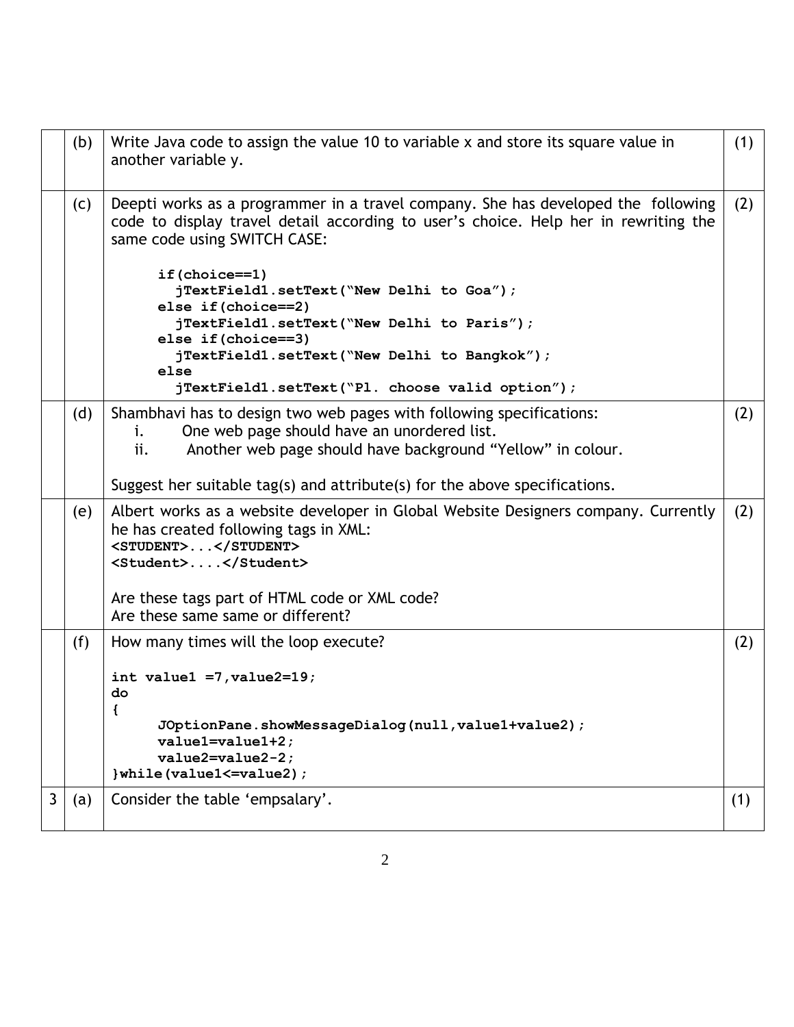| | | | |
|---|---|---|---|
| | (b) | Write Java code to assign the value 10 to variable x and store its square value in another variable y. | (1) |
| | (c) | Deepti works as a programmer in a travel company. She has developed the following code to display travel detail according to user's choice. Help her in rewriting the same code using SWITCH CASE: | (2) |
| | (d) | Shambhavi has to design two web pages with following specifications: i. One web page should have an unordered list. ii. Another web page should have background "Yellow" in colour. Suggest her suitable tag(s) and attribute(s) for the above specifications. | (2) |
| | (e) | Albert works as a website developer in Global Website Designers company. Currently he has created following tags in XML: `<STUDENT>...</STUDENT>` `<Student>....</Student>` Are these tags part of HTML code or XML code? Are these same same or different? | (2) |
| | (f) | How many times will the loop execute? | (2) |
| 3 | (a) | Consider the table 'empsalary'. | (1) |

Code for 2(c):

```
if(choice==1)
  jTextField1.setText("New Delhi to Goa");
else if(choice==2)
  jTextField1.setText("New Delhi to Paris");
else if(choice==3)
  jTextField1.setText("New Delhi to Bangkok");
else
  jTextField1.setText("Pl. choose valid option");
```

Code for 2(f):

```
int value1 =7,value2=19;
do
{
      JOptionPane.showMessageDialog(null,value1+value2);
      value1=value1+2;
      value2=value2-2;
}while(value1<=value2);
```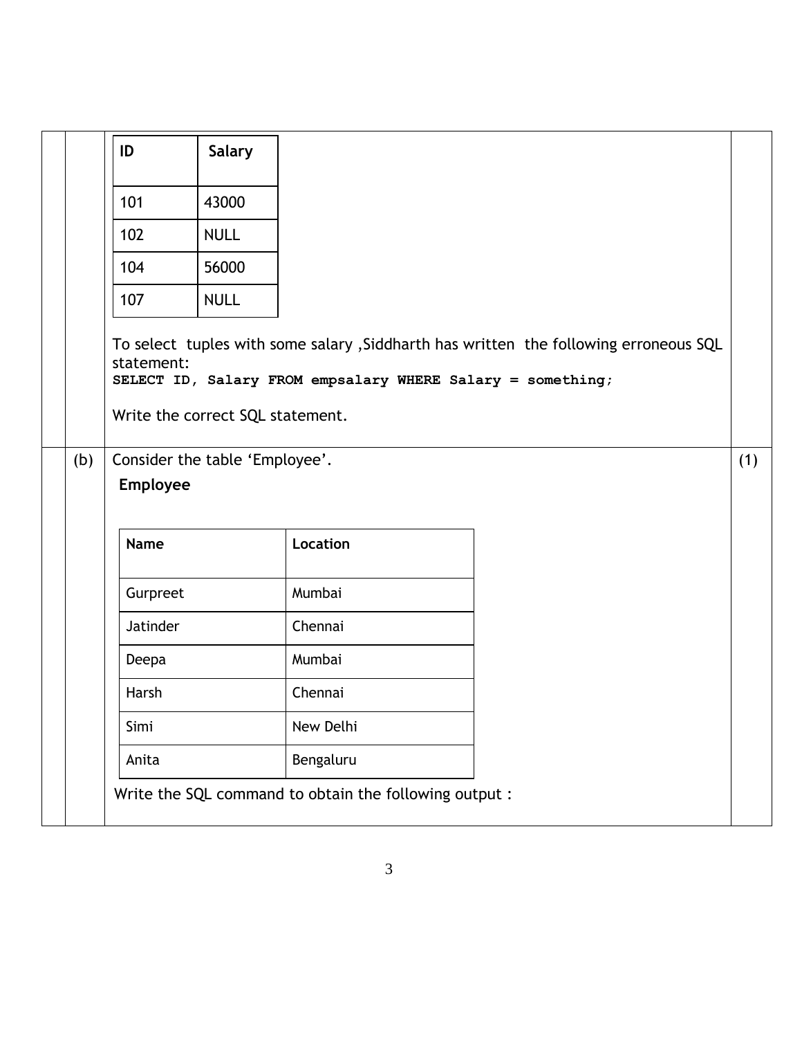| ID | Salary |
|---|---|
| 101 | 43000 |
| 102 | NULL |
| 104 | 56000 |
| 107 | NULL |

To select tuples with some salary ,Siddharth has written the following erroneous SQL statement:

```
SELECT ID, Salary FROM empsalary WHERE Salary = something;
```

Write the correct SQL statement.

(b) Consider the table 'Employee'. (1)

**Employee**

| Name | Location |
|---|---|
| Gurpreet | Mumbai |
| Jatinder | Chennai |
| Deepa | Mumbai |
| Harsh | Chennai |
| Simi | New Delhi |
| Anita | Bengaluru |

Write the SQL command to obtain the following output :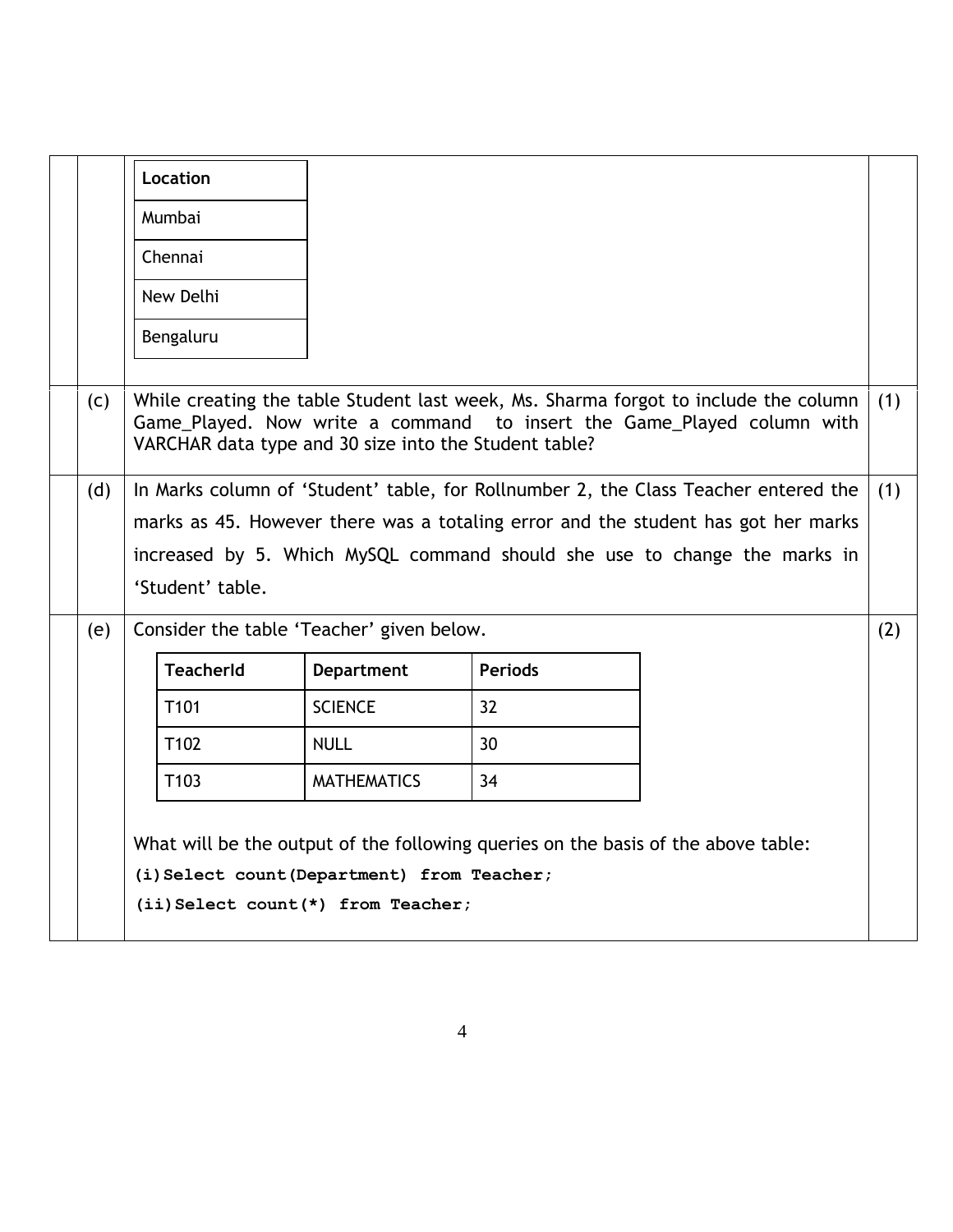| Location |
| --- |
| Mumbai |
| Chennai |
| New Delhi |
| Bengaluru |

(c) While creating the table Student last week, Ms. Sharma forgot to include the column Game_Played. Now write a command to insert the Game_Played column with VARCHAR data type and 30 size into the Student table? (1)

(d) In Marks column of 'Student' table, for Rollnumber 2, the Class Teacher entered the marks as 45. However there was a totaling error and the student has got her marks increased by 5. Which MySQL command should she use to change the marks in 'Student' table. (1)

(e) Consider the table 'Teacher' given below. (2)

| TeacherId | Department | Periods |
| --- | --- | --- |
| T101 | SCIENCE | 32 |
| T102 | NULL | 30 |
| T103 | MATHEMATICS | 34 |

What will be the output of the following queries on the basis of the above table:

```
(i)Select count(Department) from Teacher;
(ii)Select count(*) from Teacher;
```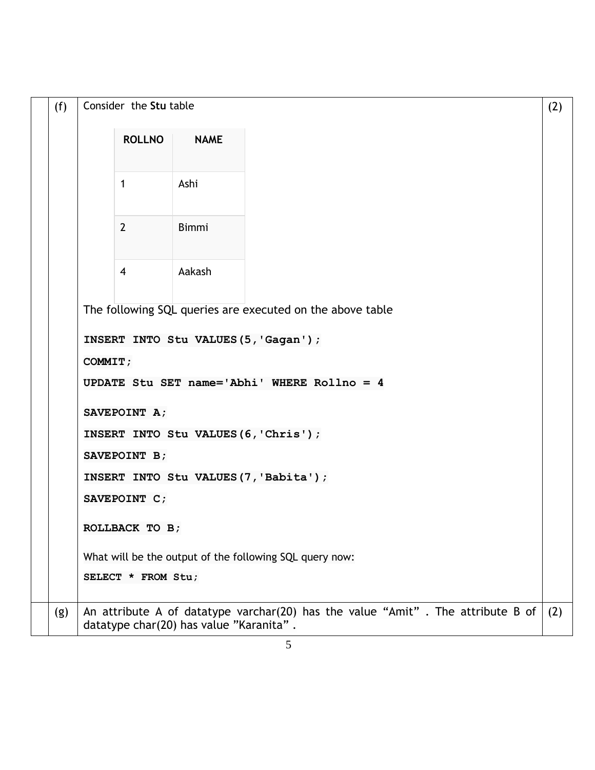| | | | |
|---|---|---|---|
| | (f) | Consider the **Stu** table | (2) |

| ROLLNO | NAME |
|---|---|
| 1 | Ashi |
| 2 | Bimmi |
| 4 | Aakash |

The following SQL queries are executed on the above table

```
INSERT INTO Stu VALUES(5,'Gagan');
COMMIT;
UPDATE Stu SET name='Abhi' WHERE Rollno = 4
SAVEPOINT A;
INSERT INTO Stu VALUES(6,'Chris');
SAVEPOINT B;
INSERT INTO Stu VALUES(7,'Babita');
SAVEPOINT C;
ROLLBACK TO B;
```

What will be the output of the following SQL query now:

```
SELECT * FROM Stu;
```

| | | | |
|---|---|---|---|
| | (g) | An attribute A of datatype varchar(20) has the value "Amit" . The attribute B of datatype char(20) has value "Karanita" . | (2) |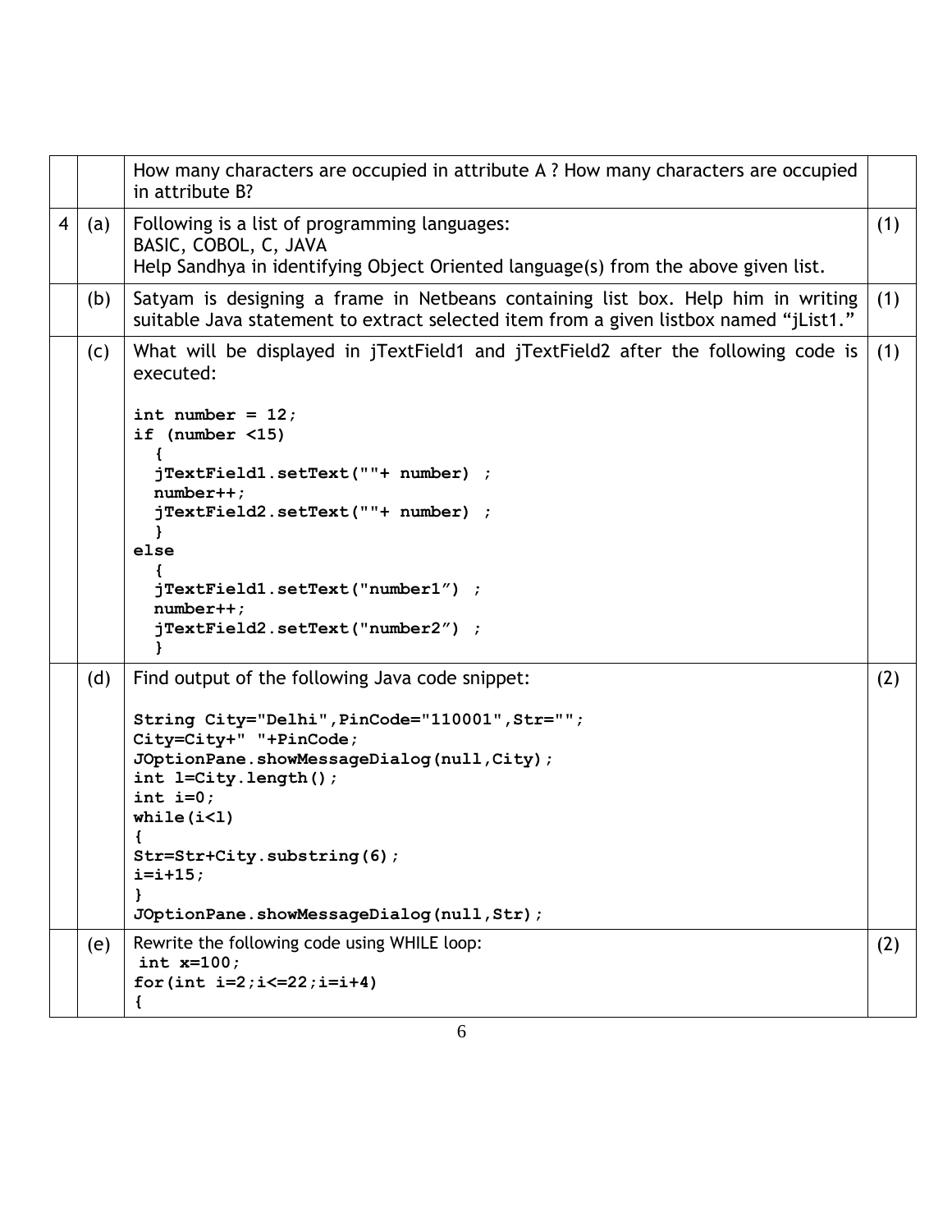| | | | |
|---|---|---|---|
| | | How many characters are occupied in attribute A ? How many characters are occupied in attribute B? | |
| 4 | (a) | Following is a list of programming languages:<br>BASIC, COBOL, C, JAVA<br>Help Sandhya in identifying Object Oriented language(s) from the above given list. | (1) |
| | (b) | Satyam is designing a frame in Netbeans containing list box. Help him in writing suitable Java statement to extract selected item from a given listbox named "jList1." | (1) |
| | (c) | What will be displayed in jTextField1 and jTextField2 after the following code is executed:<br><br>`int number = 12;`<br>`if (number <15)`<br>`  {`<br>`  jTextField1.setText(""+ number) ;`<br>`  number++;`<br>`  jTextField2.setText(""+ number) ;`<br>`  }`<br>`else`<br>`  {`<br>`  jTextField1.setText("number1") ;`<br>`  number++;`<br>`  jTextField2.setText("number2") ;`<br>`  }` | (1) |
| | (d) | Find output of the following Java code snippet:<br><br>`String City="Delhi",PinCode="110001",Str="";`<br>`City=City+" "+PinCode;`<br>`JOptionPane.showMessageDialog(null,City);`<br>`int l=City.length();`<br>`int i=0;`<br>`while(i<l)`<br>`{`<br>`Str=Str+City.substring(6);`<br>`i=i+15;`<br>`}`<br>`JOptionPane.showMessageDialog(null,Str);` | (2) |
| | (e) | Rewrite the following code using WHILE loop:<br>` int x=100;`<br>`for(int i=2;i<=22;i=i+4)`<br>`{` | (2) |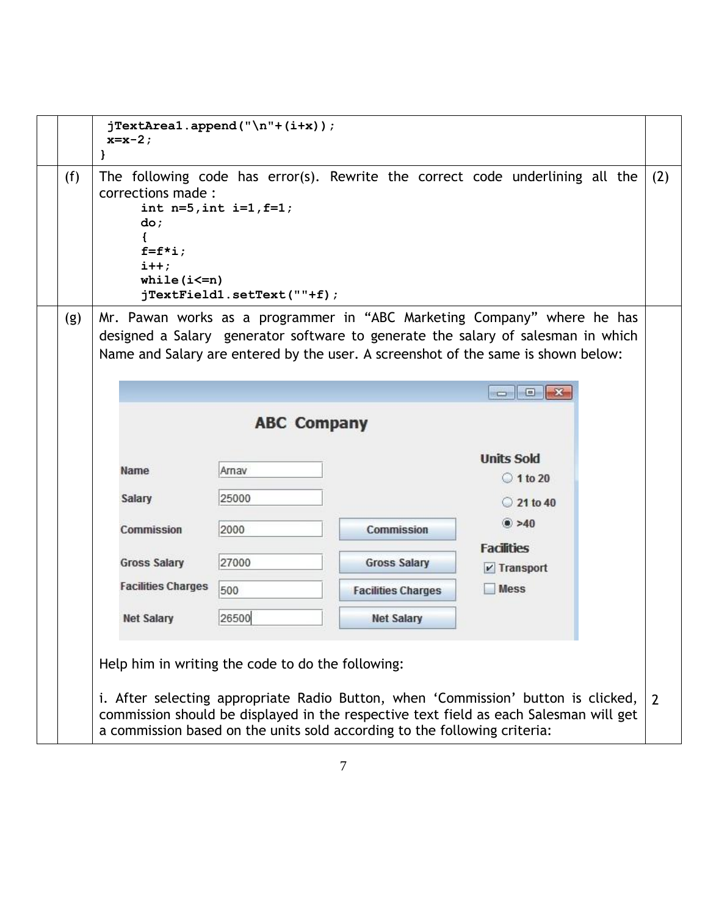```
 jTextArea1.append("\n"+(i+x));
 x=x-2;
}
```

**(f)** The following code has error(s). Rewrite the correct code underlining all the corrections made : **(2)**

```
int n=5,int i=1,f=1;
do;
{
f=f*i;
i++;
while(i<=n)
jTextField1.setText(""+f);
```

**(g)** Mr. Pawan works as a programmer in "ABC Marketing Company" where he has designed a Salary generator software to generate the salary of salesman in which Name and Salary are entered by the user. A screenshot of the same is shown below:

Help him in writing the code to do the following:

i. After selecting appropriate Radio Button, when 'Commission' button is clicked, commission should be displayed in the respective text field as each Salesman will get a commission based on the units sold according to the following criteria: **2**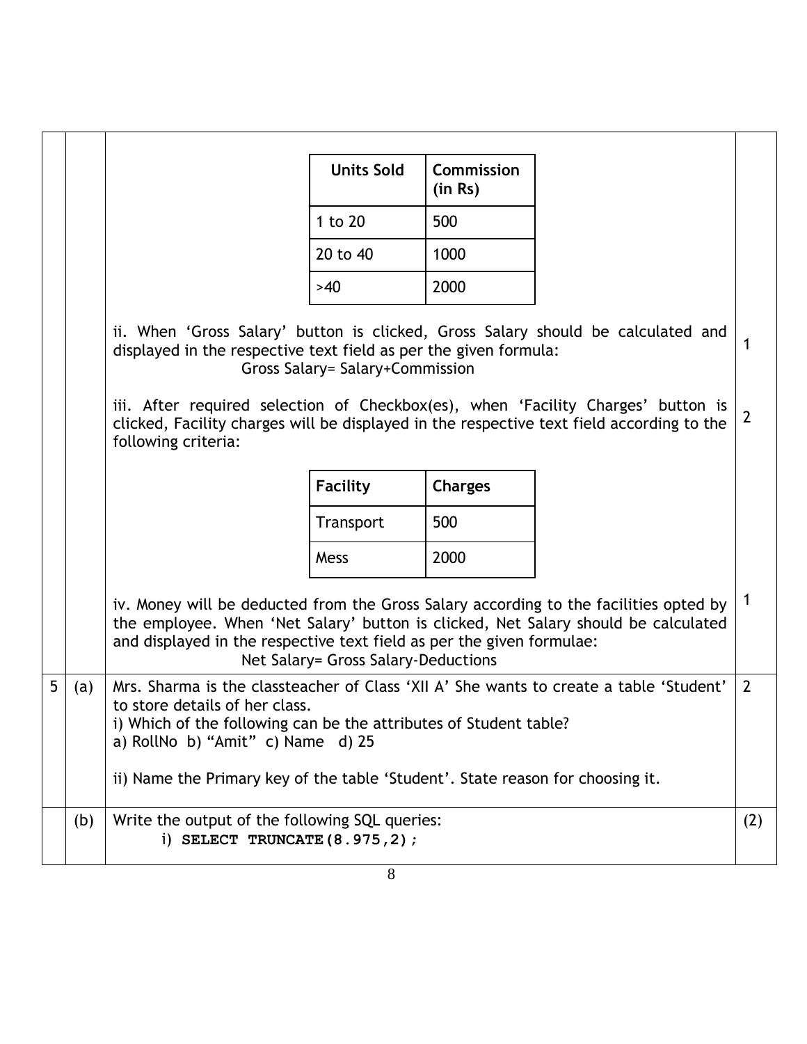| Units Sold | Commission (in Rs) |
|---|---|
| 1 to 20 | 500 |
| 20 to 40 | 1000 |
| >40 | 2000 |

ii. When 'Gross Salary' button is clicked, Gross Salary should be calculated and displayed in the respective text field as per the given formula: **1**

Gross Salary= Salary+Commission

iii. After required selection of Checkbox(es), when 'Facility Charges' button is clicked, Facility charges will be displayed in the respective text field according to the following criteria: **2**

| Facility | Charges |
|---|---|
| Transport | 500 |
| Mess | 2000 |

iv. Money will be deducted from the Gross Salary according to the facilities opted by the employee. When 'Net Salary' button is clicked, Net Salary should be calculated and displayed in the respective text field as per the given formulae: **1**

Net Salary= Gross Salary-Deductions

**5 (a)** Mrs. Sharma is the classteacher of Class 'XII A' She wants to create a table 'Student' to store details of her class. **2**

i) Which of the following can be the attributes of Student table?
a) RollNo b) "Amit" c) Name d) 25

ii) Name the Primary key of the table 'Student'. State reason for choosing it.

**(b)** Write the output of the following SQL queries: **(2)**

i) **SELECT TRUNCATE(8.975,2);**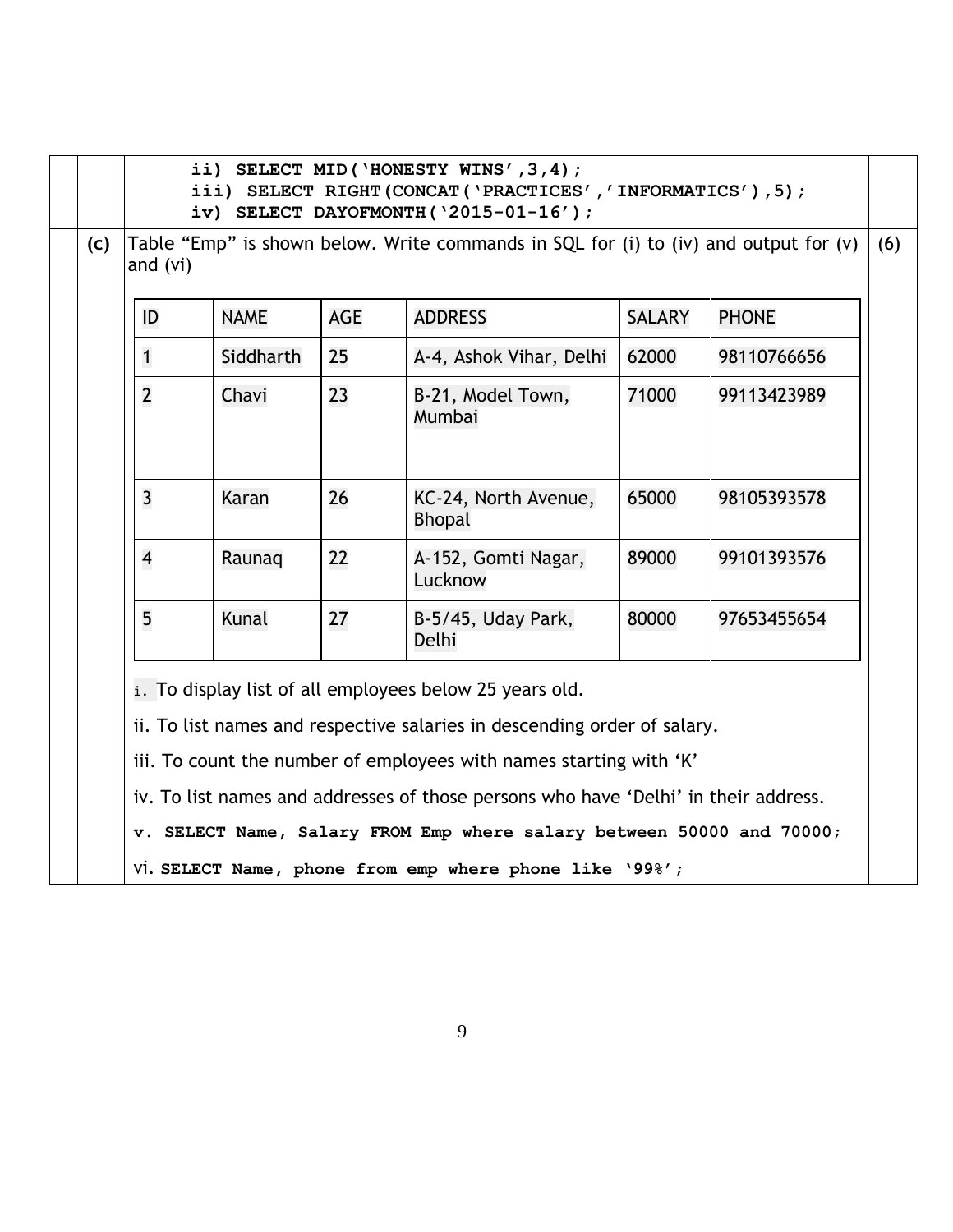ii) SELECT MID('HONESTY WINS',3,4);

iii) SELECT RIGHT(CONCAT('PRACTICES','INFORMATICS'),5);

iv) SELECT DAYOFMONTH('2015-01-16');

**(c)** Table "Emp" is shown below. Write commands in SQL for (i) to (iv) and output for (v) and (vi) **(6)**

| ID | NAME | AGE | ADDRESS | SALARY | PHONE |
|---|---|---|---|---|---|
| 1 | Siddharth | 25 | A-4, Ashok Vihar, Delhi | 62000 | 98110766656 |
| 2 | Chavi | 23 | B-21, Model Town, Mumbai | 71000 | 99113423989 |
| 3 | Karan | 26 | KC-24, North Avenue, Bhopal | 65000 | 98105393578 |
| 4 | Raunaq | 22 | A-152, Gomti Nagar, Lucknow | 89000 | 99101393576 |
| 5 | Kunal | 27 | B-5/45, Uday Park, Delhi | 80000 | 97653455654 |

i. To display list of all employees below 25 years old.

ii. To list names and respective salaries in descending order of salary.

iii. To count the number of employees with names starting with 'K'

iv. To list names and addresses of those persons who have 'Delhi' in their address.

v. **SELECT Name, Salary FROM Emp where salary between 50000 and 70000;**

vi. **SELECT Name, phone from emp where phone like '99%';**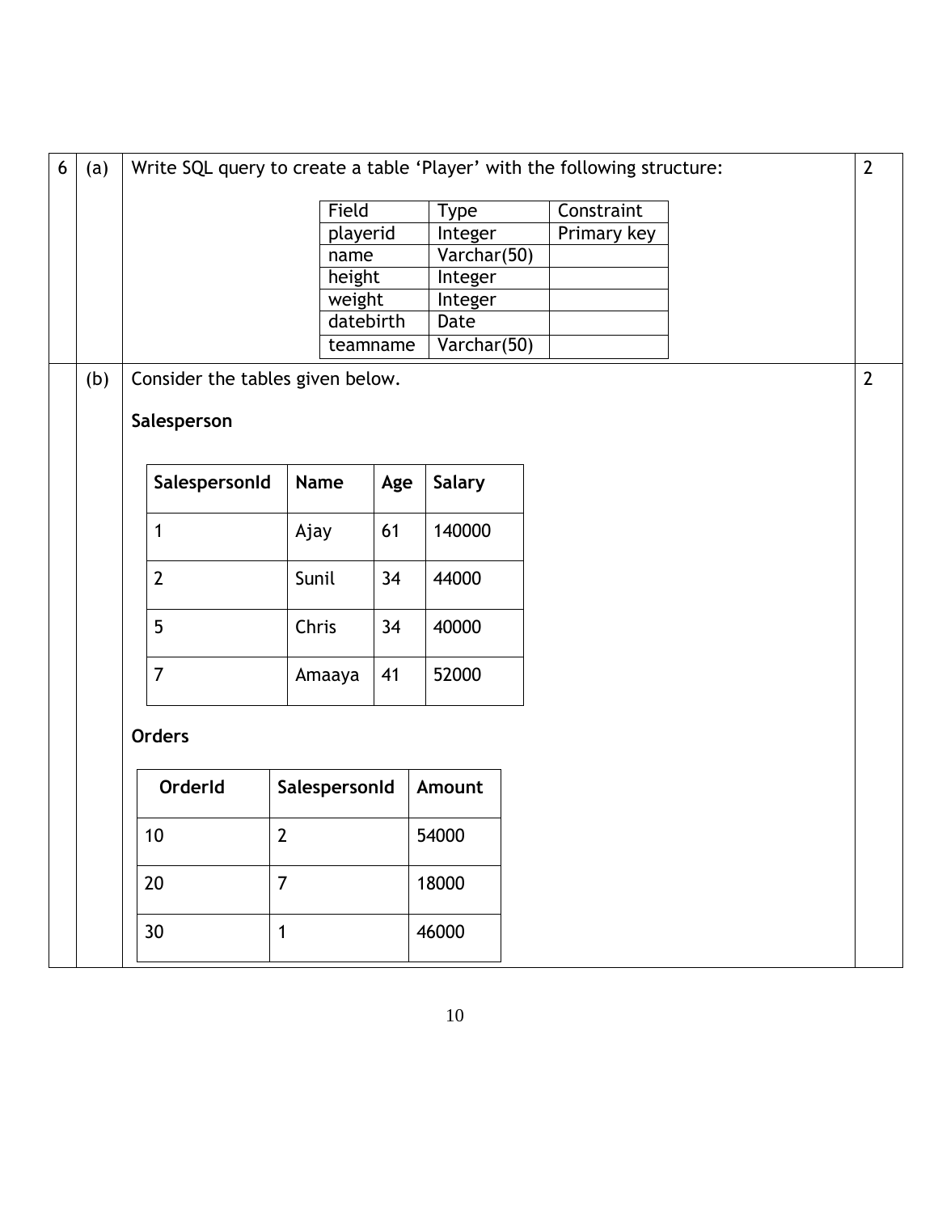6 (a) Write SQL query to create a table 'Player' with the following structure: 2

| Field | Type | Constraint |
|---|---|---|
| playerid | Integer | Primary key |
| name | Varchar(50) | |
| height | Integer | |
| weight | Integer | |
| datebirth | Date | |
| teamname | Varchar(50) | |

(b) Consider the tables given below. 2

**Salesperson**

| SalespersonId | Name | Age | Salary |
|---|---|---|---|
| 1 | Ajay | 61 | 140000 |
| 2 | Sunil | 34 | 44000 |
| 5 | Chris | 34 | 40000 |
| 7 | Amaaya | 41 | 52000 |

**Orders**

| OrderId | SalespersonId | Amount |
|---|---|---|
| 10 | 2 | 54000 |
| 20 | 7 | 18000 |
| 30 | 1 | 46000 |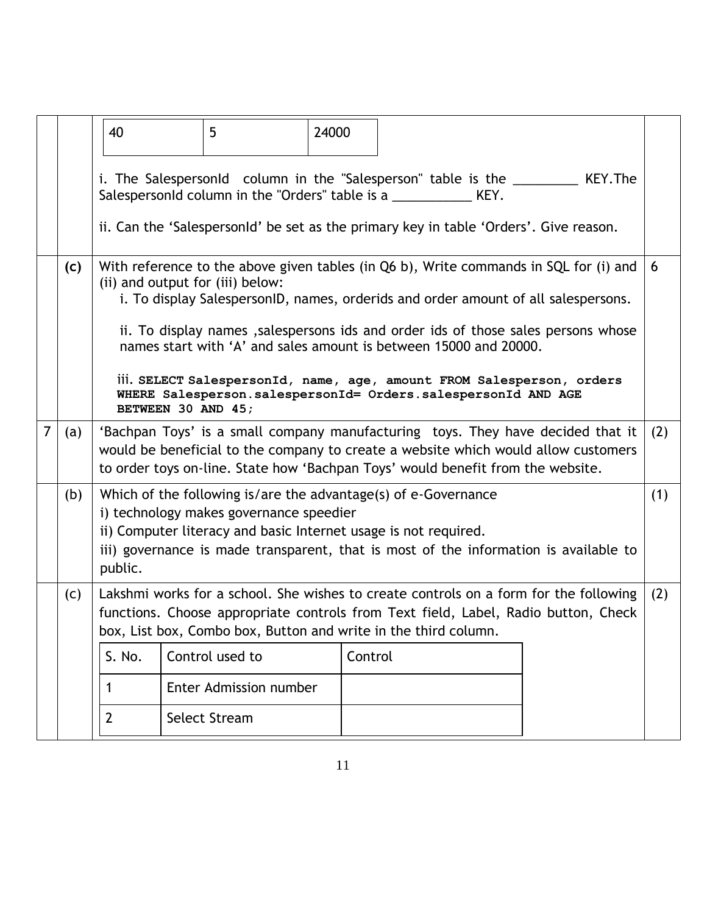| 40 | 5 | 24000 |
|---|---|---|

i. The SalespersonId column in the "Salesperson" table is the _________ KEY.The SalespersonId column in the "Orders" table is a ___________ KEY.

ii. Can the 'SalespersonId' be set as the primary key in table 'Orders'. Give reason.

**(c)** With reference to the above given tables (in Q6 b), Write commands in SQL for (i) and (ii) and output for (iii) below: **6**

i. To display SalespersonID, names, orderids and order amount of all salespersons.

ii. To display names ,salespersons ids and order ids of those sales persons whose names start with 'A' and sales amount is between 15000 and 20000.

iii.
```
SELECT SalespersonId, name, age, amount FROM Salesperson, orders
WHERE Salesperson.salespersonId= Orders.salespersonId AND AGE
BETWEEN 30 AND 45;
```

**7 (a)** 'Bachpan Toys' is a small company manufacturing toys. They have decided that it would be beneficial to the company to create a website which would allow customers to order toys on-line. State how 'Bachpan Toys' would benefit from the website. **(2)**

**(b)** Which of the following is/are the advantage(s) of e-Governance **(1)**

i) technology makes governance speedier

ii) Computer literacy and basic Internet usage is not required.

iii) governance is made transparent, that is most of the information is available to public.

**(c)** Lakshmi works for a school. She wishes to create controls on a form for the following functions. Choose appropriate controls from Text field, Label, Radio button, Check box, List box, Combo box, Button and write in the third column. **(2)**

| S. No. | Control used to | Control |
|---|---|---|
| 1 | Enter Admission number | |
| 2 | Select Stream | |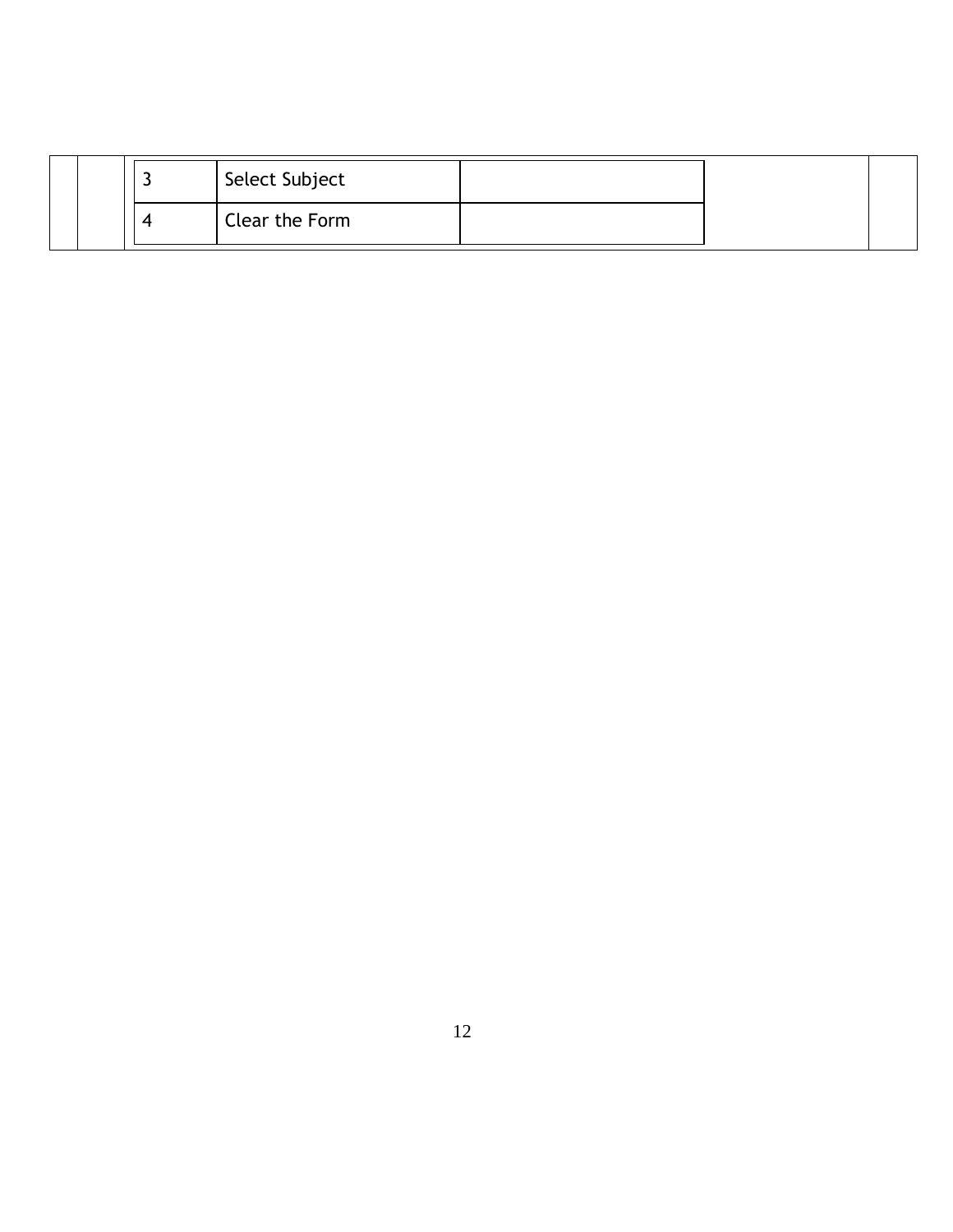| | | | |
|---|---|---|---|
| 3 | Select Subject | | |
| 4 | Clear the Form | | |